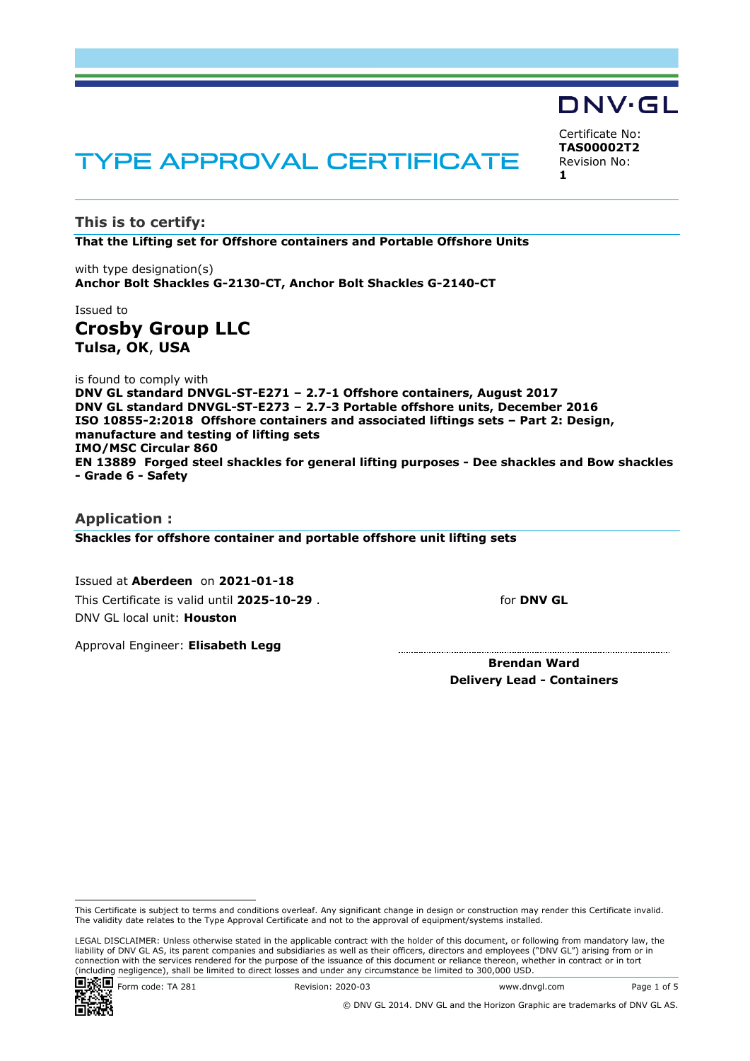DNV·GL

# TYPE APPROVAL CERTIFICATE

Certificate No:
**TAS00002T2**
Revision No:
**1**

## This is to certify:

**That the Lifting set for Offshore containers and Portable Offshore Units**

with type designation(s)
**Anchor Bolt Shackles G-2130-CT, Anchor Bolt Shackles G-2140-CT**

Issued to

# Crosby Group LLC
**Tulsa, OK, USA**

is found to comply with
**DNV GL standard DNVGL-ST-E271 – 2.7-1 Offshore containers, August 2017**
**DNV GL standard DNVGL-ST-E273 – 2.7-3 Portable offshore units, December 2016**
**ISO 10855-2:2018 Offshore containers and associated liftings sets – Part 2: Design, manufacture and testing of lifting sets**
**IMO/MSC Circular 860**
**EN 13889 Forged steel shackles for general lifting purposes - Dee shackles and Bow shackles - Grade 6 - Safety**

## Application :

**Shackles for offshore container and portable offshore unit lifting sets**

Issued at **Aberdeen** on **2021-01-18**
This Certificate is valid until **2025-10-29** .
DNV GL local unit: **Houston**

Approval Engineer: **Elisabeth Legg**

for **DNV GL**

**Brendan Ward**
**Delivery Lead - Containers**

This Certificate is subject to terms and conditions overleaf. Any significant change in design or construction may render this Certificate invalid. The validity date relates to the Type Approval Certificate and not to the approval of equipment/systems installed.

LEGAL DISCLAIMER: Unless otherwise stated in the applicable contract with the holder of this document, or following from mandatory law, the liability of DNV GL AS, its parent companies and subsidiaries as well as their officers, directors and employees ("DNV GL") arising from or in connection with the services rendered for the purpose of the issuance of this document or reliance thereon, whether in contract or in tort (including negligence), shall be limited to direct losses and under any circumstance be limited to 300,000 USD.

Form code: TA 281 Revision: 2020-03 www.dnvgl.com

© DNV GL 2014. DNV GL and the Horizon Graphic are trademarks of DNV GL AS.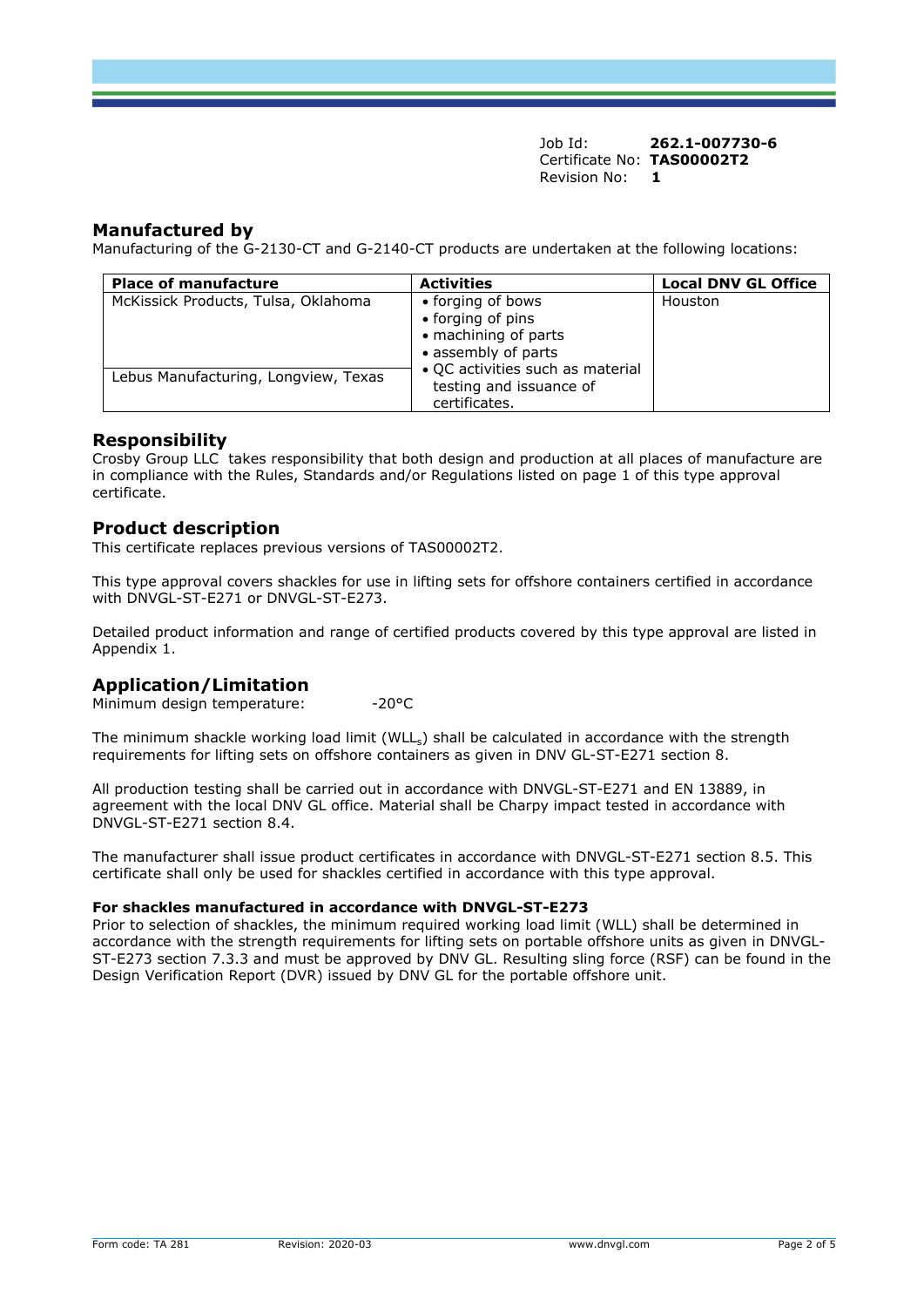Job Id: **262.1-007730-6**
Certificate No: **TAS00002T2**
Revision No: **1**

## Manufactured by

Manufacturing of the G-2130-CT and G-2140-CT products are undertaken at the following locations:

| Place of manufacture | Activities | Local DNV GL Office |
| --- | --- | --- |
| McKissick Products, Tulsa, Oklahoma<br><br>Lebus Manufacturing, Longview, Texas | • forging of bows<br>• forging of pins<br>• machining of parts<br>• assembly of parts<br>• QC activities such as material testing and issuance of certificates. | Houston |

## Responsibility

Crosby Group LLC takes responsibility that both design and production at all places of manufacture are in compliance with the Rules, Standards and/or Regulations listed on page 1 of this type approval certificate.

## Product description

This certificate replaces previous versions of TAS00002T2.

This type approval covers shackles for use in lifting sets for offshore containers certified in accordance with DNVGL-ST-E271 or DNVGL-ST-E273.

Detailed product information and range of certified products covered by this type approval are listed in Appendix 1.

## Application/Limitation

Minimum design temperature: -20°C

The minimum shackle working load limit ($WLL_s$) shall be calculated in accordance with the strength requirements for lifting sets on offshore containers as given in DNV GL-ST-E271 section 8.

All production testing shall be carried out in accordance with DNVGL-ST-E271 and EN 13889, in agreement with the local DNV GL office. Material shall be Charpy impact tested in accordance with DNVGL-ST-E271 section 8.4.

The manufacturer shall issue product certificates in accordance with DNVGL-ST-E271 section 8.5. This certificate shall only be used for shackles certified in accordance with this type approval.

**For shackles manufactured in accordance with DNVGL-ST-E273**

Prior to selection of shackles, the minimum required working load limit (WLL) shall be determined in accordance with the strength requirements for lifting sets on portable offshore units as given in DNVGL-ST-E273 section 7.3.3 and must be approved by DNV GL. Resulting sling force (RSF) can be found in the Design Verification Report (DVR) issued by DNV GL for the portable offshore unit.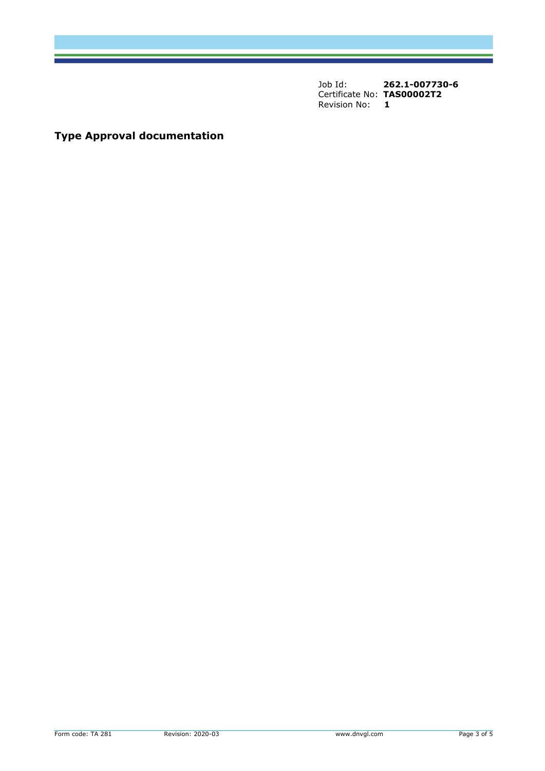Job Id: **262.1-007730-6**
Certificate No: **TAS00002T2**
Revision No: **1**

## Type Approval documentation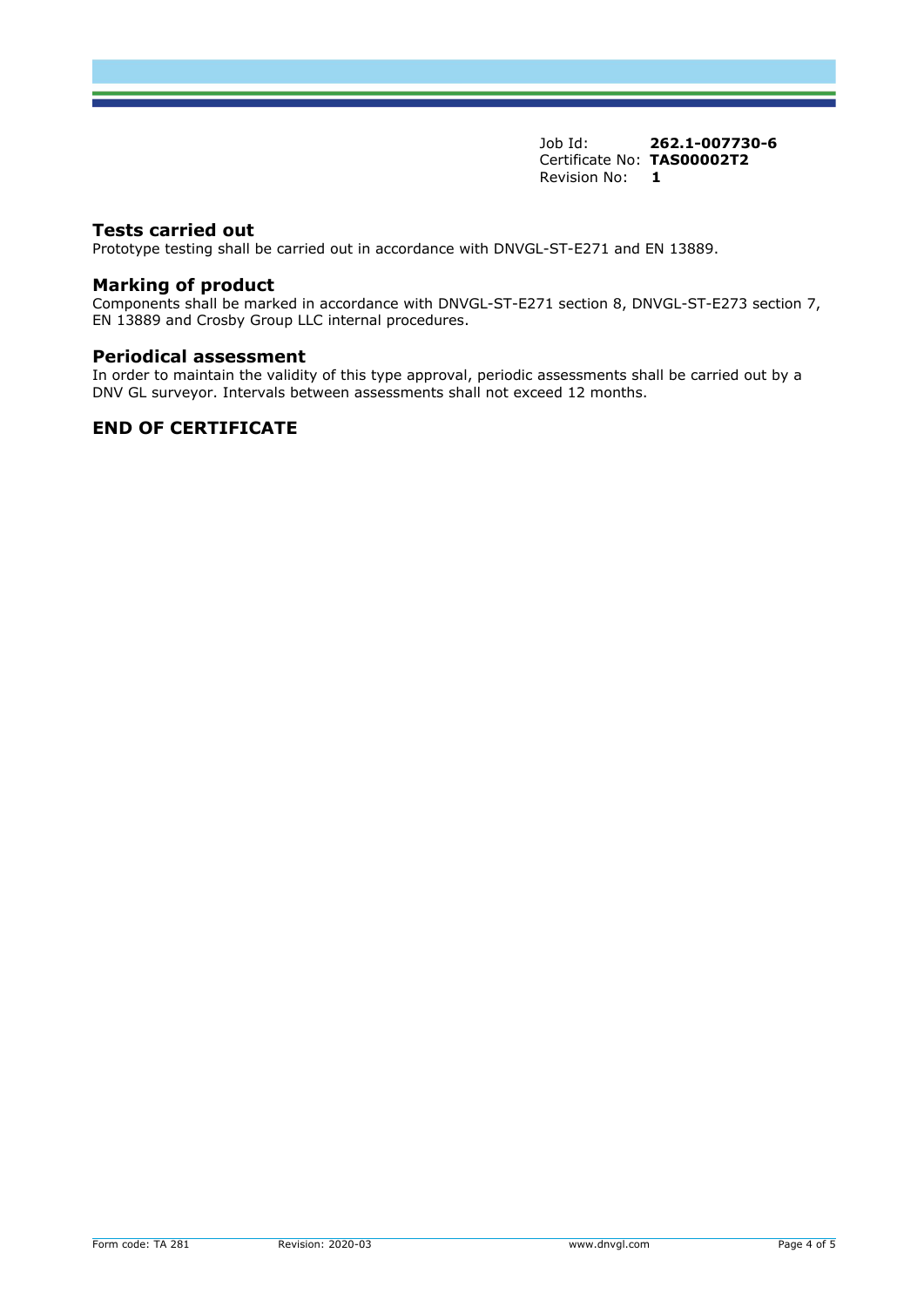Job Id: **262.1-007730-6**
Certificate No: **TAS00002T2**
Revision No: **1**

## Tests carried out

Prototype testing shall be carried out in accordance with DNVGL-ST-E271 and EN 13889.

## Marking of product

Components shall be marked in accordance with DNVGL-ST-E271 section 8, DNVGL-ST-E273 section 7, EN 13889 and Crosby Group LLC internal procedures.

## Periodical assessment

In order to maintain the validity of this type approval, periodic assessments shall be carried out by a DNV GL surveyor. Intervals between assessments shall not exceed 12 months.

## END OF CERTIFICATE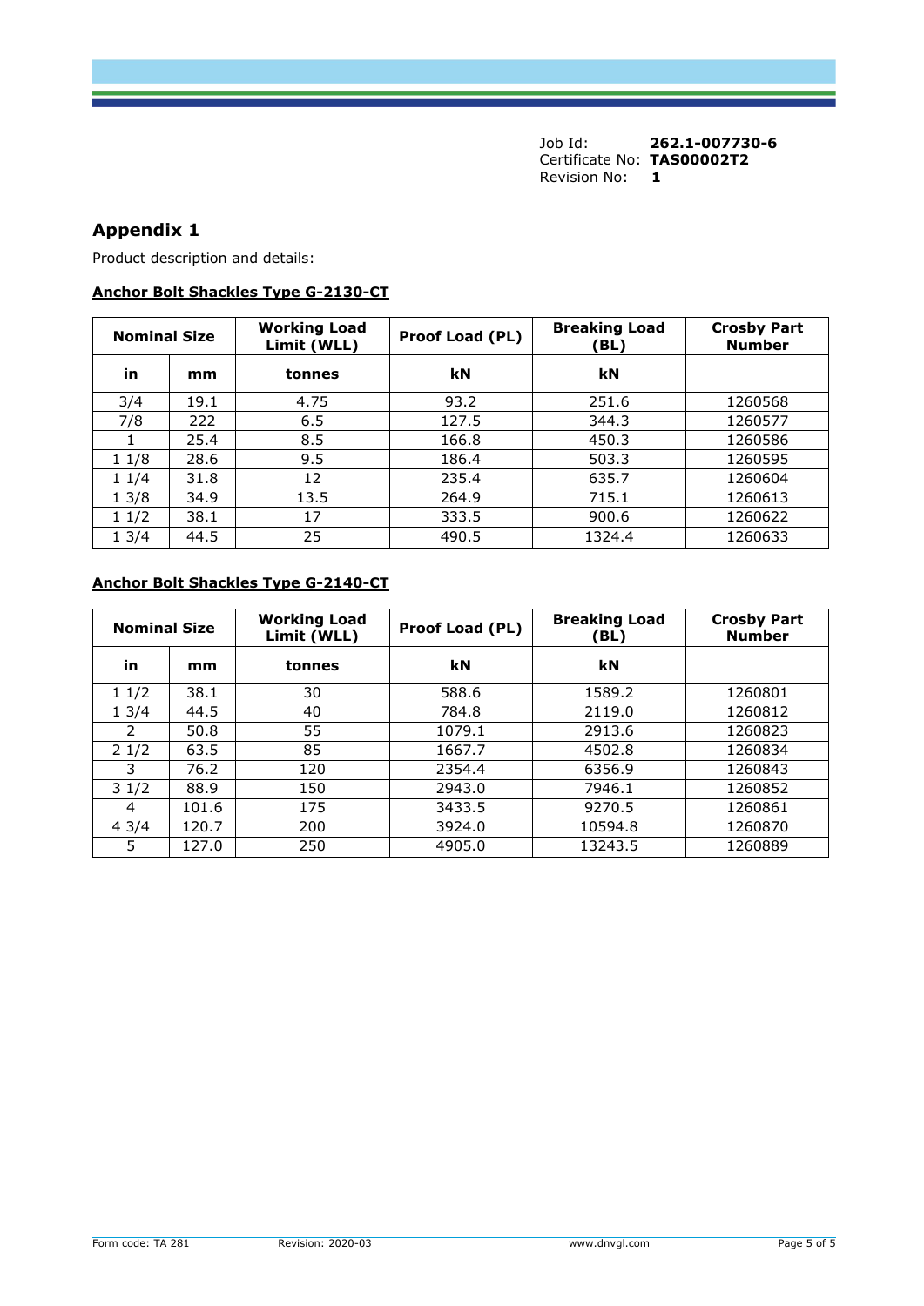Job Id: **262.1-007730-6**
Certificate No: **TAS00002T2**
Revision No: **1**

## Appendix 1

Product description and details:

**Anchor Bolt Shackles Type G-2130-CT**

| Nominal Size | | Working Load Limit (WLL) | Proof Load (PL) | Breaking Load (BL) | Crosby Part Number |
|---|---|---|---|---|---|
| in | mm | tonnes | kN | kN | |
| 3/4 | 19.1 | 4.75 | 93.2 | 251.6 | 1260568 |
| 7/8 | 222 | 6.5 | 127.5 | 344.3 | 1260577 |
| 1 | 25.4 | 8.5 | 166.8 | 450.3 | 1260586 |
| 1 1/8 | 28.6 | 9.5 | 186.4 | 503.3 | 1260595 |
| 1 1/4 | 31.8 | 12 | 235.4 | 635.7 | 1260604 |
| 1 3/8 | 34.9 | 13.5 | 264.9 | 715.1 | 1260613 |
| 1 1/2 | 38.1 | 17 | 333.5 | 900.6 | 1260622 |
| 1 3/4 | 44.5 | 25 | 490.5 | 1324.4 | 1260633 |

**Anchor Bolt Shackles Type G-2140-CT**

| Nominal Size | | Working Load Limit (WLL) | Proof Load (PL) | Breaking Load (BL) | Crosby Part Number |
|---|---|---|---|---|---|
| in | mm | tonnes | kN | kN | |
| 1 1/2 | 38.1 | 30 | 588.6 | 1589.2 | 1260801 |
| 1 3/4 | 44.5 | 40 | 784.8 | 2119.0 | 1260812 |
| 2 | 50.8 | 55 | 1079.1 | 2913.6 | 1260823 |
| 2 1/2 | 63.5 | 85 | 1667.7 | 4502.8 | 1260834 |
| 3 | 76.2 | 120 | 2354.4 | 6356.9 | 1260843 |
| 3 1/2 | 88.9 | 150 | 2943.0 | 7946.1 | 1260852 |
| 4 | 101.6 | 175 | 3433.5 | 9270.5 | 1260861 |
| 4 3/4 | 120.7 | 200 | 3924.0 | 10594.8 | 1260870 |
| 5 | 127.0 | 250 | 4905.0 | 13243.5 | 1260889 |